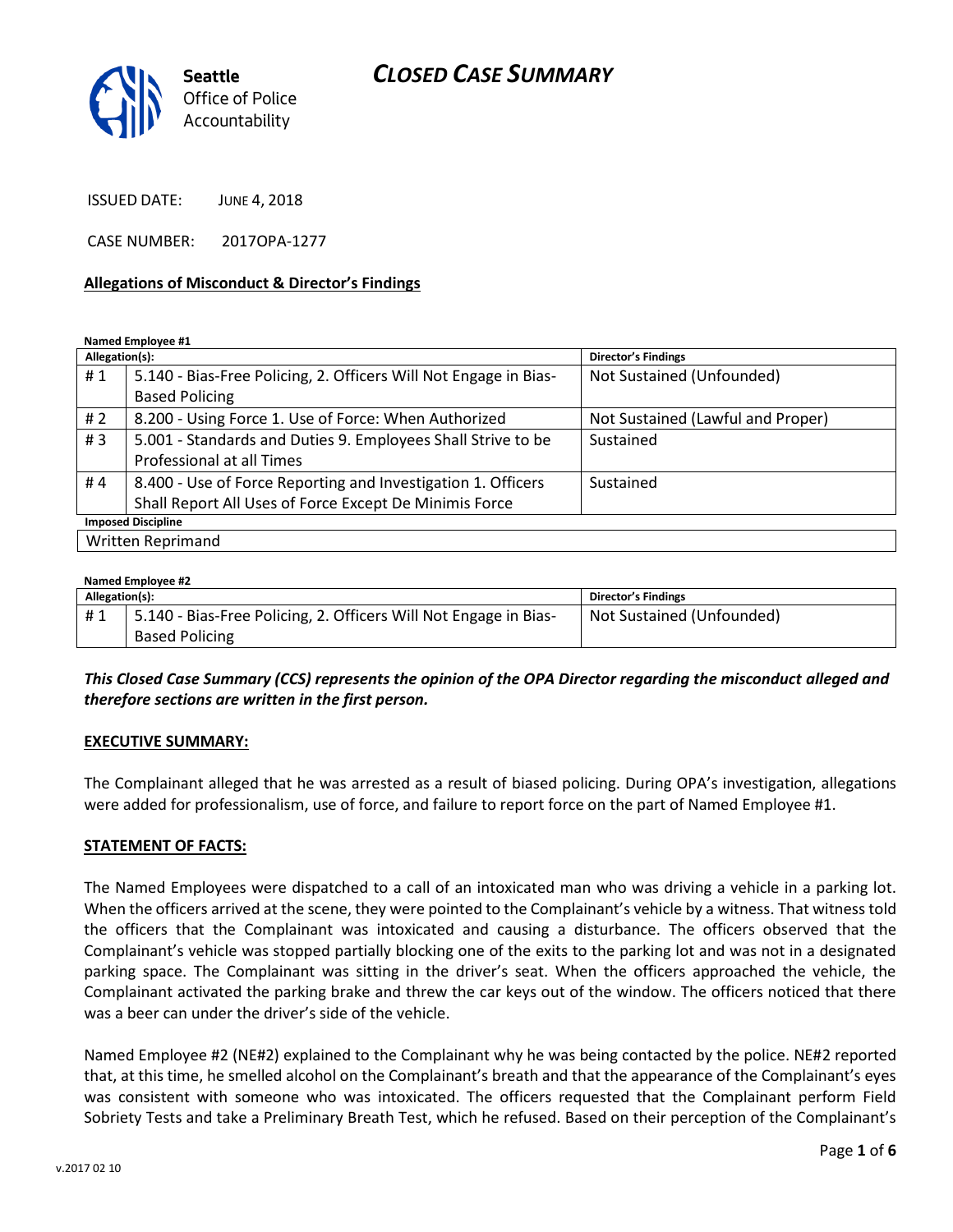# CLOSED CASE SUMMARY

Seattle Office of Police Accountability

ISSUED DATE: JUNE 4, 2018

CASE NUMBER: 2017OPA-1277

**Allegations of Misconduct & Director's Findings**

**Named Employee #1**

| Allegation(s): | | Director's Findings |
|---|---|---|
| # 1 | 5.140 - Bias-Free Policing, 2. Officers Will Not Engage in Bias-Based Policing | Not Sustained (Unfounded) |
| # 2 | 8.200 - Using Force 1. Use of Force: When Authorized | Not Sustained (Lawful and Proper) |
| # 3 | 5.001 - Standards and Duties 9. Employees Shall Strive to be Professional at all Times | Sustained |
| # 4 | 8.400 - Use of Force Reporting and Investigation 1. Officers Shall Report All Uses of Force Except De Minimis Force | Sustained |
| **Imposed Discipline** | | |
| Written Reprimand | | |

**Named Employee #2**

| Allegation(s): | | Director's Findings |
|---|---|---|
| # 1 | 5.140 - Bias-Free Policing, 2. Officers Will Not Engage in Bias-Based Policing | Not Sustained (Unfounded) |

***This Closed Case Summary (CCS) represents the opinion of the OPA Director regarding the misconduct alleged and therefore sections are written in the first person.***

**EXECUTIVE SUMMARY:**

The Complainant alleged that he was arrested as a result of biased policing. During OPA's investigation, allegations were added for professionalism, use of force, and failure to report force on the part of Named Employee #1.

**STATEMENT OF FACTS:**

The Named Employees were dispatched to a call of an intoxicated man who was driving a vehicle in a parking lot. When the officers arrived at the scene, they were pointed to the Complainant's vehicle by a witness. That witness told the officers that the Complainant was intoxicated and causing a disturbance. The officers observed that the Complainant's vehicle was stopped partially blocking one of the exits to the parking lot and was not in a designated parking space. The Complainant was sitting in the driver's seat. When the officers approached the vehicle, the Complainant activated the parking brake and threw the car keys out of the window. The officers noticed that there was a beer can under the driver's side of the vehicle.

Named Employee #2 (NE#2) explained to the Complainant why he was being contacted by the police. NE#2 reported that, at this time, he smelled alcohol on the Complainant's breath and that the appearance of the Complainant's eyes was consistent with someone who was intoxicated. The officers requested that the Complainant perform Field Sobriety Tests and take a Preliminary Breath Test, which he refused. Based on their perception of the Complainant's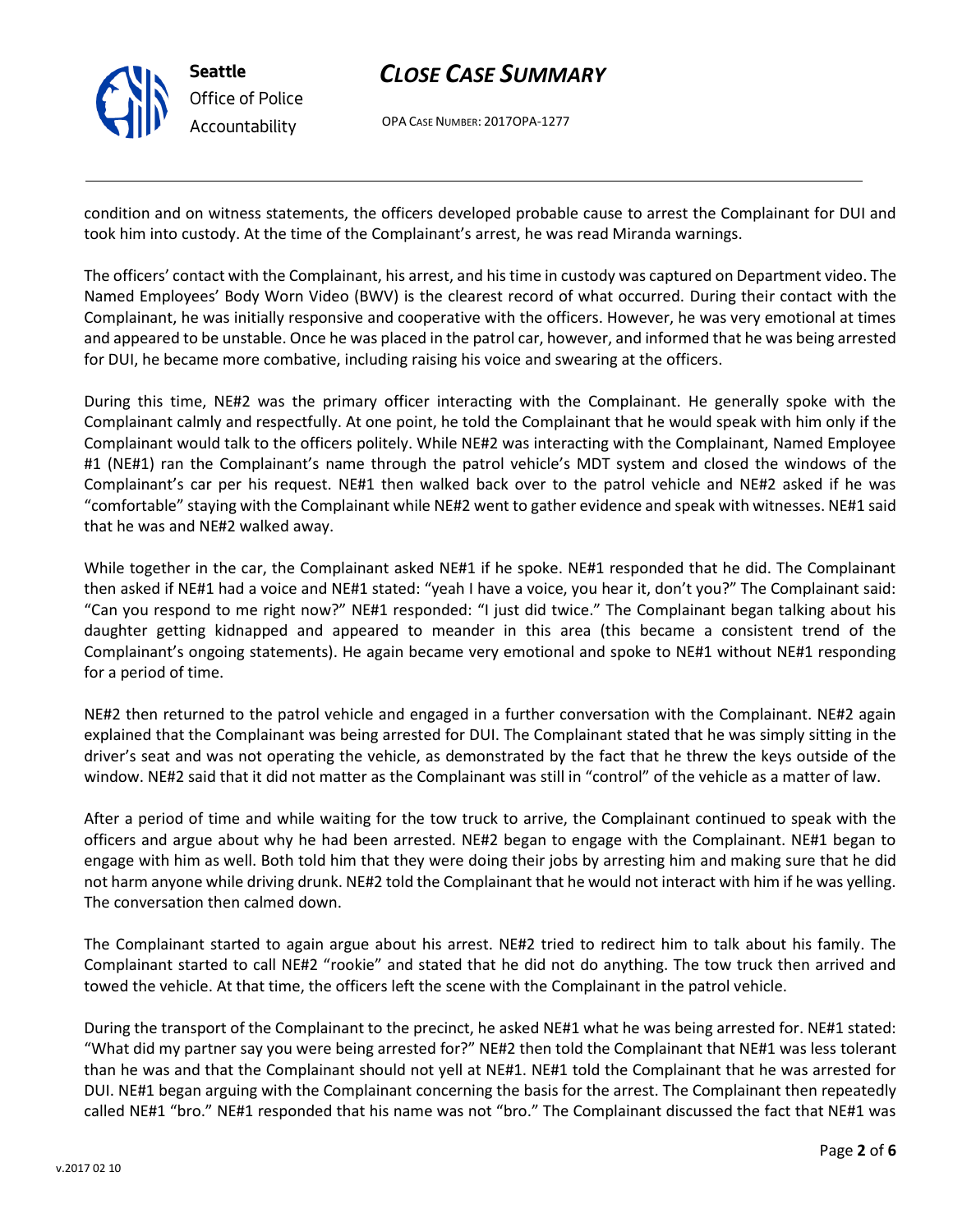condition and on witness statements, the officers developed probable cause to arrest the Complainant for DUI and took him into custody. At the time of the Complainant's arrest, he was read Miranda warnings.

The officers' contact with the Complainant, his arrest, and his time in custody was captured on Department video. The Named Employees' Body Worn Video (BWV) is the clearest record of what occurred. During their contact with the Complainant, he was initially responsive and cooperative with the officers. However, he was very emotional at times and appeared to be unstable. Once he was placed in the patrol car, however, and informed that he was being arrested for DUI, he became more combative, including raising his voice and swearing at the officers.

During this time, NE#2 was the primary officer interacting with the Complainant. He generally spoke with the Complainant calmly and respectfully. At one point, he told the Complainant that he would speak with him only if the Complainant would talk to the officers politely. While NE#2 was interacting with the Complainant, Named Employee #1 (NE#1) ran the Complainant's name through the patrol vehicle's MDT system and closed the windows of the Complainant's car per his request. NE#1 then walked back over to the patrol vehicle and NE#2 asked if he was "comfortable" staying with the Complainant while NE#2 went to gather evidence and speak with witnesses. NE#1 said that he was and NE#2 walked away.

While together in the car, the Complainant asked NE#1 if he spoke. NE#1 responded that he did. The Complainant then asked if NE#1 had a voice and NE#1 stated: "yeah I have a voice, you hear it, don't you?" The Complainant said: "Can you respond to me right now?" NE#1 responded: "I just did twice." The Complainant began talking about his daughter getting kidnapped and appeared to meander in this area (this became a consistent trend of the Complainant's ongoing statements). He again became very emotional and spoke to NE#1 without NE#1 responding for a period of time.

NE#2 then returned to the patrol vehicle and engaged in a further conversation with the Complainant. NE#2 again explained that the Complainant was being arrested for DUI. The Complainant stated that he was simply sitting in the driver's seat and was not operating the vehicle, as demonstrated by the fact that he threw the keys outside of the window. NE#2 said that it did not matter as the Complainant was still in "control" of the vehicle as a matter of law.

After a period of time and while waiting for the tow truck to arrive, the Complainant continued to speak with the officers and argue about why he had been arrested. NE#2 began to engage with the Complainant. NE#1 began to engage with him as well. Both told him that they were doing their jobs by arresting him and making sure that he did not harm anyone while driving drunk. NE#2 told the Complainant that he would not interact with him if he was yelling. The conversation then calmed down.

The Complainant started to again argue about his arrest. NE#2 tried to redirect him to talk about his family. The Complainant started to call NE#2 "rookie" and stated that he did not do anything. The tow truck then arrived and towed the vehicle. At that time, the officers left the scene with the Complainant in the patrol vehicle.

During the transport of the Complainant to the precinct, he asked NE#1 what he was being arrested for. NE#1 stated: "What did my partner say you were being arrested for?" NE#2 then told the Complainant that NE#1 was less tolerant than he was and that the Complainant should not yell at NE#1. NE#1 told the Complainant that he was arrested for DUI. NE#1 began arguing with the Complainant concerning the basis for the arrest. The Complainant then repeatedly called NE#1 "bro." NE#1 responded that his name was not "bro." The Complainant discussed the fact that NE#1 was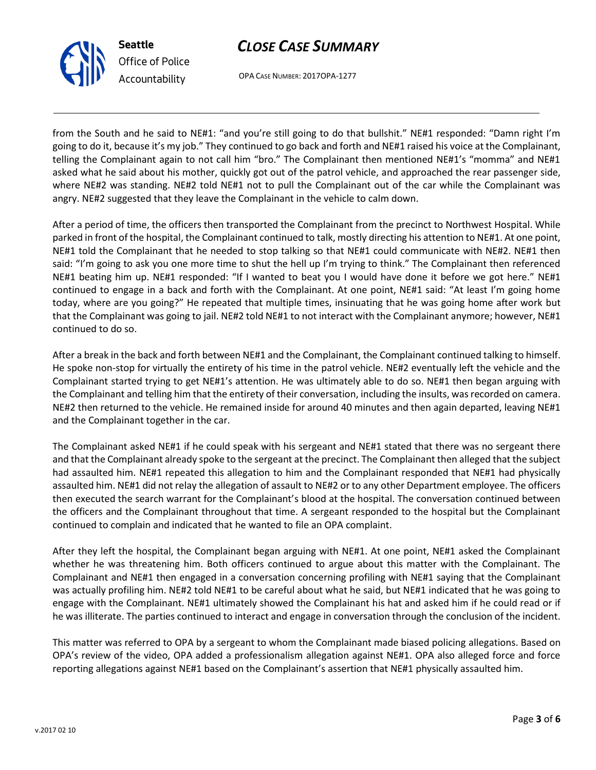from the South and he said to NE#1: "and you're still going to do that bullshit." NE#1 responded: "Damn right I'm going to do it, because it's my job." They continued to go back and forth and NE#1 raised his voice at the Complainant, telling the Complainant again to not call him "bro." The Complainant then mentioned NE#1's "momma" and NE#1 asked what he said about his mother, quickly got out of the patrol vehicle, and approached the rear passenger side, where NE#2 was standing. NE#2 told NE#1 not to pull the Complainant out of the car while the Complainant was angry. NE#2 suggested that they leave the Complainant in the vehicle to calm down.

After a period of time, the officers then transported the Complainant from the precinct to Northwest Hospital. While parked in front of the hospital, the Complainant continued to talk, mostly directing his attention to NE#1. At one point, NE#1 told the Complainant that he needed to stop talking so that NE#1 could communicate with NE#2. NE#1 then said: "I'm going to ask you one more time to shut the hell up I'm trying to think." The Complainant then referenced NE#1 beating him up. NE#1 responded: "If I wanted to beat you I would have done it before we got here." NE#1 continued to engage in a back and forth with the Complainant. At one point, NE#1 said: "At least I'm going home today, where are you going?" He repeated that multiple times, insinuating that he was going home after work but that the Complainant was going to jail. NE#2 told NE#1 to not interact with the Complainant anymore; however, NE#1 continued to do so.

After a break in the back and forth between NE#1 and the Complainant, the Complainant continued talking to himself. He spoke non-stop for virtually the entirety of his time in the patrol vehicle. NE#2 eventually left the vehicle and the Complainant started trying to get NE#1's attention. He was ultimately able to do so. NE#1 then began arguing with the Complainant and telling him that the entirety of their conversation, including the insults, was recorded on camera. NE#2 then returned to the vehicle. He remained inside for around 40 minutes and then again departed, leaving NE#1 and the Complainant together in the car.

The Complainant asked NE#1 if he could speak with his sergeant and NE#1 stated that there was no sergeant there and that the Complainant already spoke to the sergeant at the precinct. The Complainant then alleged that the subject had assaulted him. NE#1 repeated this allegation to him and the Complainant responded that NE#1 had physically assaulted him. NE#1 did not relay the allegation of assault to NE#2 or to any other Department employee. The officers then executed the search warrant for the Complainant's blood at the hospital. The conversation continued between the officers and the Complainant throughout that time. A sergeant responded to the hospital but the Complainant continued to complain and indicated that he wanted to file an OPA complaint.

After they left the hospital, the Complainant began arguing with NE#1. At one point, NE#1 asked the Complainant whether he was threatening him. Both officers continued to argue about this matter with the Complainant. The Complainant and NE#1 then engaged in a conversation concerning profiling with NE#1 saying that the Complainant was actually profiling him. NE#2 told NE#1 to be careful about what he said, but NE#1 indicated that he was going to engage with the Complainant. NE#1 ultimately showed the Complainant his hat and asked him if he could read or if he was illiterate. The parties continued to interact and engage in conversation through the conclusion of the incident.

This matter was referred to OPA by a sergeant to whom the Complainant made biased policing allegations. Based on OPA's review of the video, OPA added a professionalism allegation against NE#1. OPA also alleged force and force reporting allegations against NE#1 based on the Complainant's assertion that NE#1 physically assaulted him.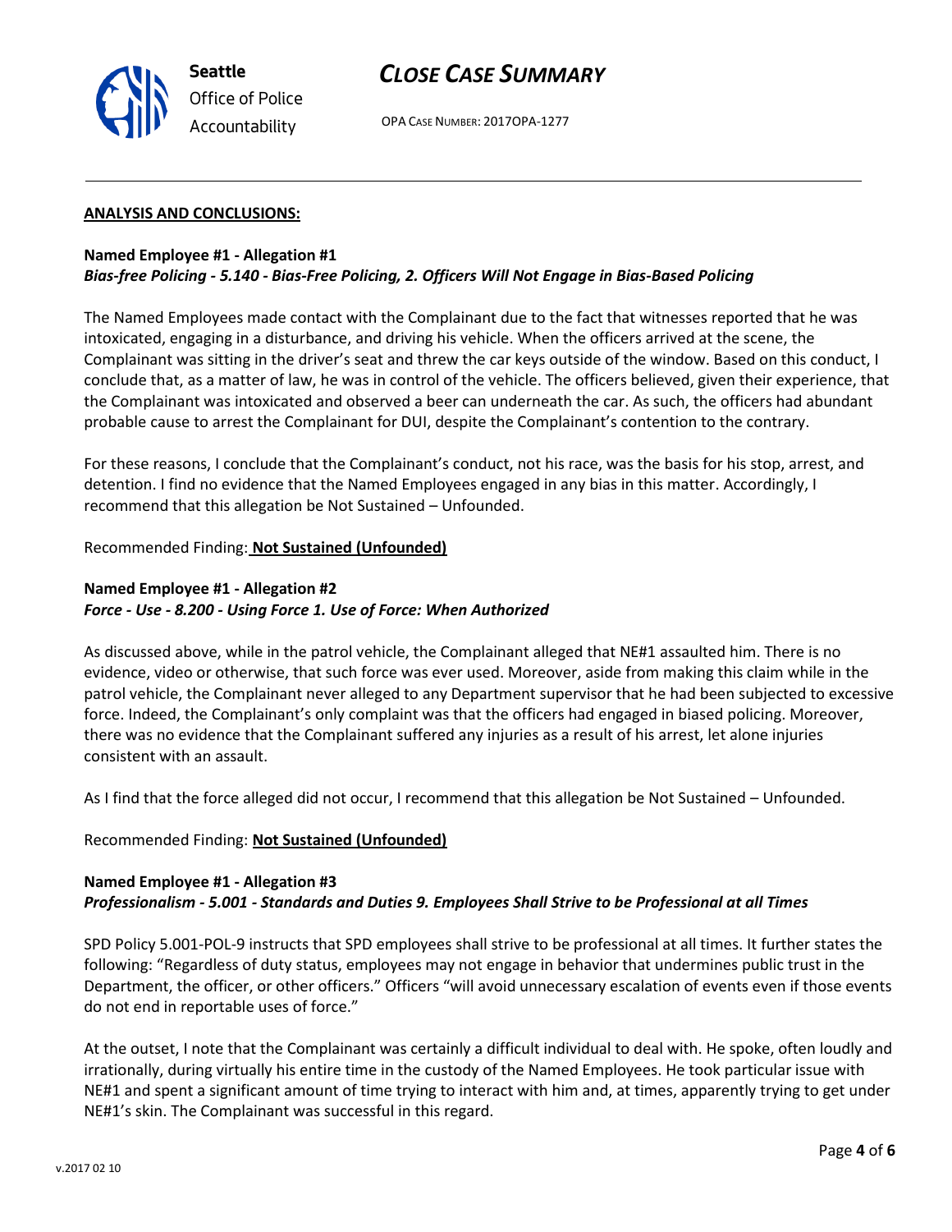**ANALYSIS AND CONCLUSIONS:**

**Named Employee #1 - Allegation #1**
***Bias-free Policing - 5.140 - Bias-Free Policing, 2. Officers Will Not Engage in Bias-Based Policing***

The Named Employees made contact with the Complainant due to the fact that witnesses reported that he was intoxicated, engaging in a disturbance, and driving his vehicle. When the officers arrived at the scene, the Complainant was sitting in the driver's seat and threw the car keys outside of the window. Based on this conduct, I conclude that, as a matter of law, he was in control of the vehicle. The officers believed, given their experience, that the Complainant was intoxicated and observed a beer can underneath the car. As such, the officers had abundant probable cause to arrest the Complainant for DUI, despite the Complainant's contention to the contrary.

For these reasons, I conclude that the Complainant's conduct, not his race, was the basis for his stop, arrest, and detention. I find no evidence that the Named Employees engaged in any bias in this matter. Accordingly, I recommend that this allegation be Not Sustained – Unfounded.

Recommended Finding: **Not Sustained (Unfounded)**

**Named Employee #1 - Allegation #2**
***Force - Use - 8.200 - Using Force 1. Use of Force: When Authorized***

As discussed above, while in the patrol vehicle, the Complainant alleged that NE#1 assaulted him. There is no evidence, video or otherwise, that such force was ever used. Moreover, aside from making this claim while in the patrol vehicle, the Complainant never alleged to any Department supervisor that he had been subjected to excessive force. Indeed, the Complainant's only complaint was that the officers had engaged in biased policing. Moreover, there was no evidence that the Complainant suffered any injuries as a result of his arrest, let alone injuries consistent with an assault.

As I find that the force alleged did not occur, I recommend that this allegation be Not Sustained – Unfounded.

Recommended Finding: **Not Sustained (Unfounded)**

**Named Employee #1 - Allegation #3**
***Professionalism - 5.001 - Standards and Duties 9. Employees Shall Strive to be Professional at all Times***

SPD Policy 5.001-POL-9 instructs that SPD employees shall strive to be professional at all times. It further states the following: "Regardless of duty status, employees may not engage in behavior that undermines public trust in the Department, the officer, or other officers." Officers "will avoid unnecessary escalation of events even if those events do not end in reportable uses of force."

At the outset, I note that the Complainant was certainly a difficult individual to deal with. He spoke, often loudly and irrationally, during virtually his entire time in the custody of the Named Employees. He took particular issue with NE#1 and spent a significant amount of time trying to interact with him and, at times, apparently trying to get under NE#1's skin. The Complainant was successful in this regard.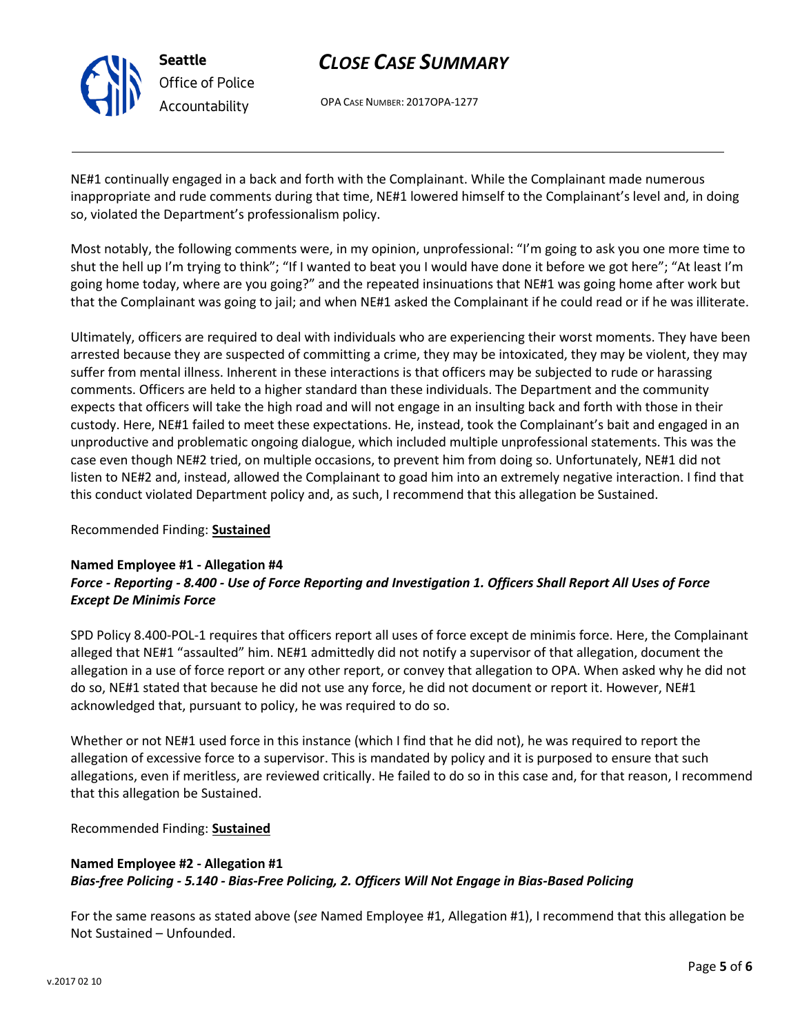NE#1 continually engaged in a back and forth with the Complainant. While the Complainant made numerous inappropriate and rude comments during that time, NE#1 lowered himself to the Complainant's level and, in doing so, violated the Department's professionalism policy.

Most notably, the following comments were, in my opinion, unprofessional: "I'm going to ask you one more time to shut the hell up I'm trying to think"; "If I wanted to beat you I would have done it before we got here"; "At least I'm going home today, where are you going?" and the repeated insinuations that NE#1 was going home after work but that the Complainant was going to jail; and when NE#1 asked the Complainant if he could read or if he was illiterate.

Ultimately, officers are required to deal with individuals who are experiencing their worst moments. They have been arrested because they are suspected of committing a crime, they may be intoxicated, they may be violent, they may suffer from mental illness. Inherent in these interactions is that officers may be subjected to rude or harassing comments. Officers are held to a higher standard than these individuals. The Department and the community expects that officers will take the high road and will not engage in an insulting back and forth with those in their custody. Here, NE#1 failed to meet these expectations. He, instead, took the Complainant's bait and engaged in an unproductive and problematic ongoing dialogue, which included multiple unprofessional statements. This was the case even though NE#2 tried, on multiple occasions, to prevent him from doing so. Unfortunately, NE#1 did not listen to NE#2 and, instead, allowed the Complainant to goad him into an extremely negative interaction. I find that this conduct violated Department policy and, as such, I recommend that this allegation be Sustained.

Recommended Finding: **Sustained**

**Named Employee #1 - Allegation #4**
***Force - Reporting - 8.400 - Use of Force Reporting and Investigation 1. Officers Shall Report All Uses of Force Except De Minimis Force***

SPD Policy 8.400-POL-1 requires that officers report all uses of force except de minimis force. Here, the Complainant alleged that NE#1 "assaulted" him. NE#1 admittedly did not notify a supervisor of that allegation, document the allegation in a use of force report or any other report, or convey that allegation to OPA. When asked why he did not do so, NE#1 stated that because he did not use any force, he did not document or report it. However, NE#1 acknowledged that, pursuant to policy, he was required to do so.

Whether or not NE#1 used force in this instance (which I find that he did not), he was required to report the allegation of excessive force to a supervisor. This is mandated by policy and it is purposed to ensure that such allegations, even if meritless, are reviewed critically. He failed to do so in this case and, for that reason, I recommend that this allegation be Sustained.

Recommended Finding: **Sustained**

**Named Employee #2 - Allegation #1**
***Bias-free Policing - 5.140 - Bias-Free Policing, 2. Officers Will Not Engage in Bias-Based Policing***

For the same reasons as stated above (*see* Named Employee #1, Allegation #1), I recommend that this allegation be Not Sustained – Unfounded.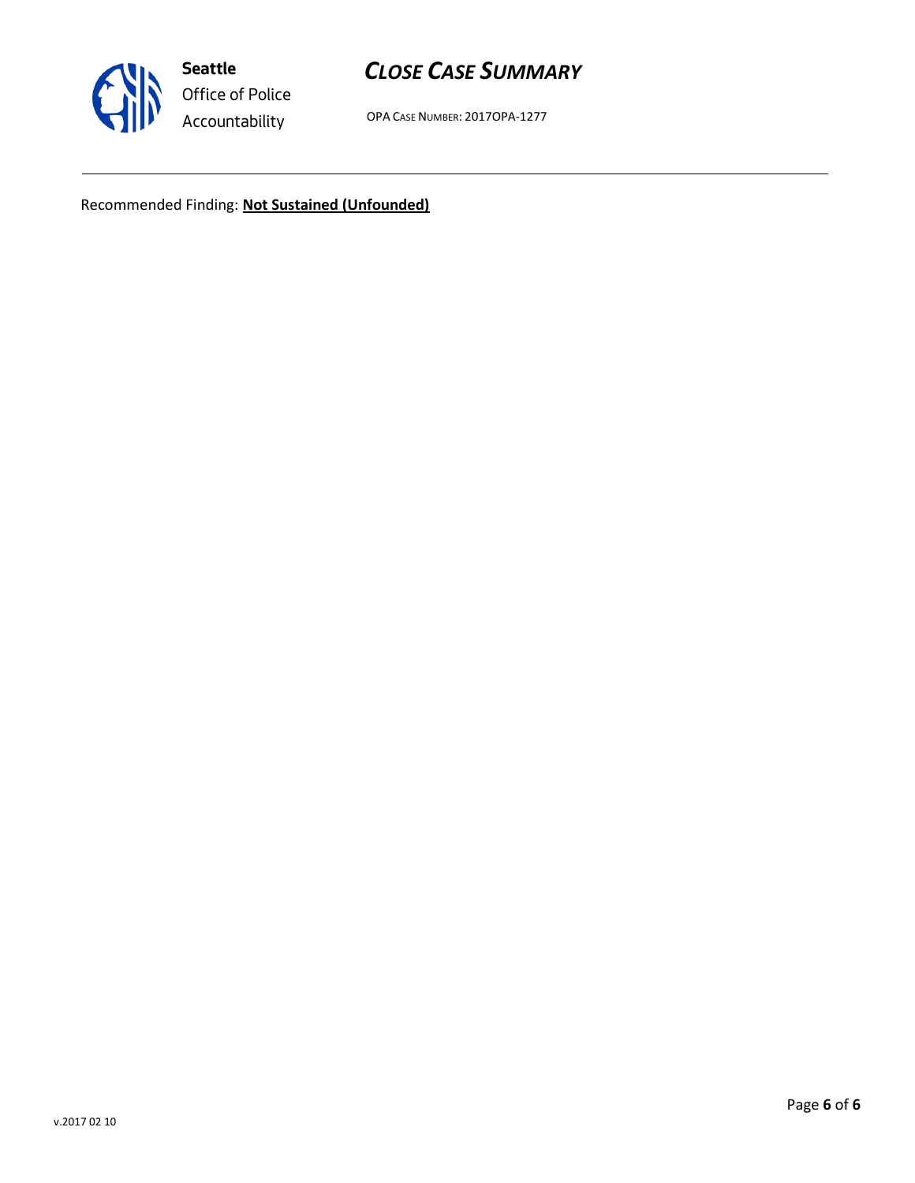Recommended Finding: **Not Sustained (Unfounded)**